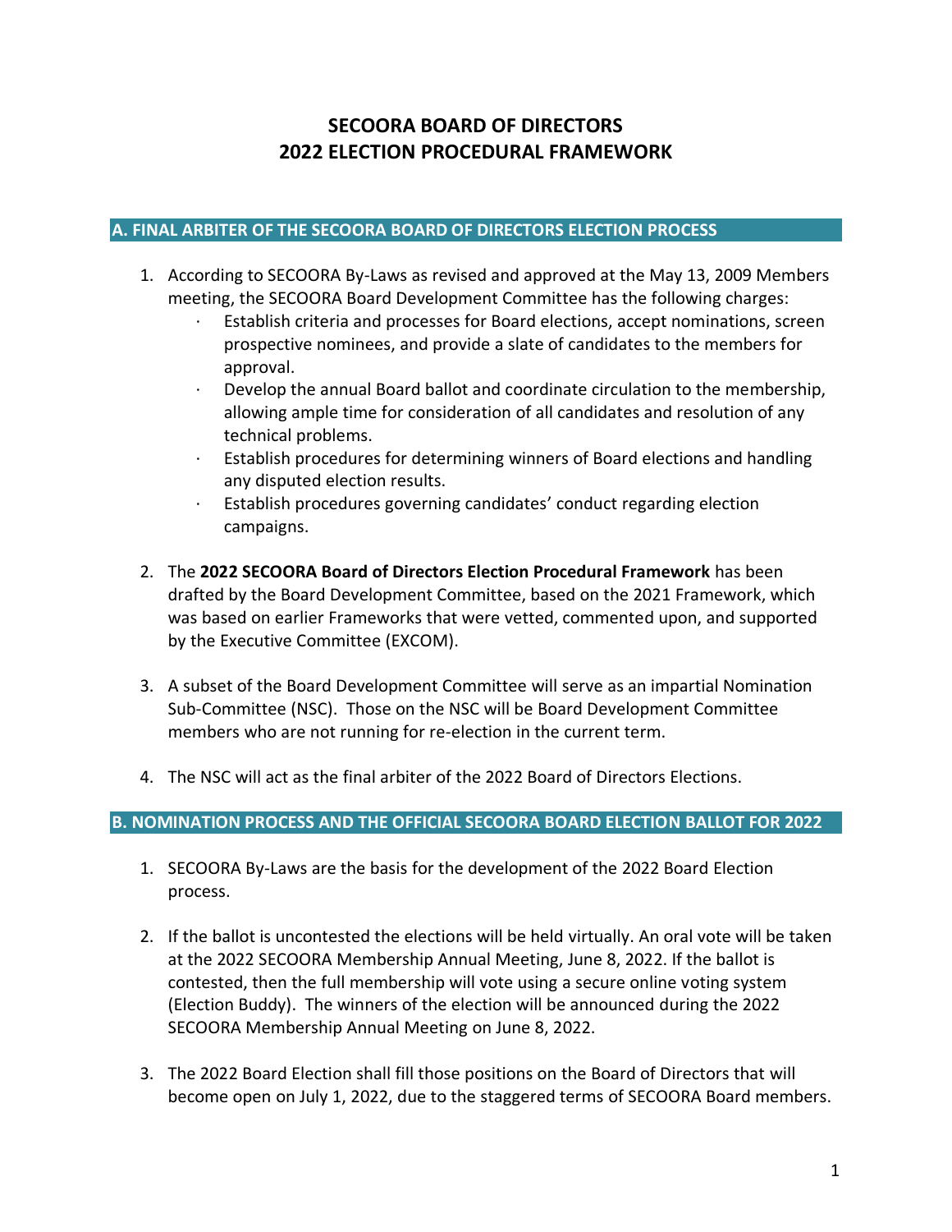# SECOORA BOARD OF DIRECTORS
# 2022 ELECTION PROCEDURAL FRAMEWORK

## A. FINAL ARBITER OF THE SECOORA BOARD OF DIRECTORS ELECTION PROCESS

1. According to SECOORA By-Laws as revised and approved at the May 13, 2009 Members meeting, the SECOORA Board Development Committee has the following charges:
   - Establish criteria and processes for Board elections, accept nominations, screen prospective nominees, and provide a slate of candidates to the members for approval.
   - Develop the annual Board ballot and coordinate circulation to the membership, allowing ample time for consideration of all candidates and resolution of any technical problems.
   - Establish procedures for determining winners of Board elections and handling any disputed election results.
   - Establish procedures governing candidates' conduct regarding election campaigns.

2. The **2022 SECOORA Board of Directors Election Procedural Framework** has been drafted by the Board Development Committee, based on the 2021 Framework, which was based on earlier Frameworks that were vetted, commented upon, and supported by the Executive Committee (EXCOM).

3. A subset of the Board Development Committee will serve as an impartial Nomination Sub-Committee (NSC). Those on the NSC will be Board Development Committee members who are not running for re-election in the current term.

4. The NSC will act as the final arbiter of the 2022 Board of Directors Elections.

## B. NOMINATION PROCESS AND THE OFFICIAL SECOORA BOARD ELECTION BALLOT FOR 2022

1. SECOORA By-Laws are the basis for the development of the 2022 Board Election process.

2. If the ballot is uncontested the elections will be held virtually. An oral vote will be taken at the 2022 SECOORA Membership Annual Meeting, June 8, 2022. If the ballot is contested, then the full membership will vote using a secure online voting system (Election Buddy). The winners of the election will be announced during the 2022 SECOORA Membership Annual Meeting on June 8, 2022.

3. The 2022 Board Election shall fill those positions on the Board of Directors that will become open on July 1, 2022, due to the staggered terms of SECOORA Board members.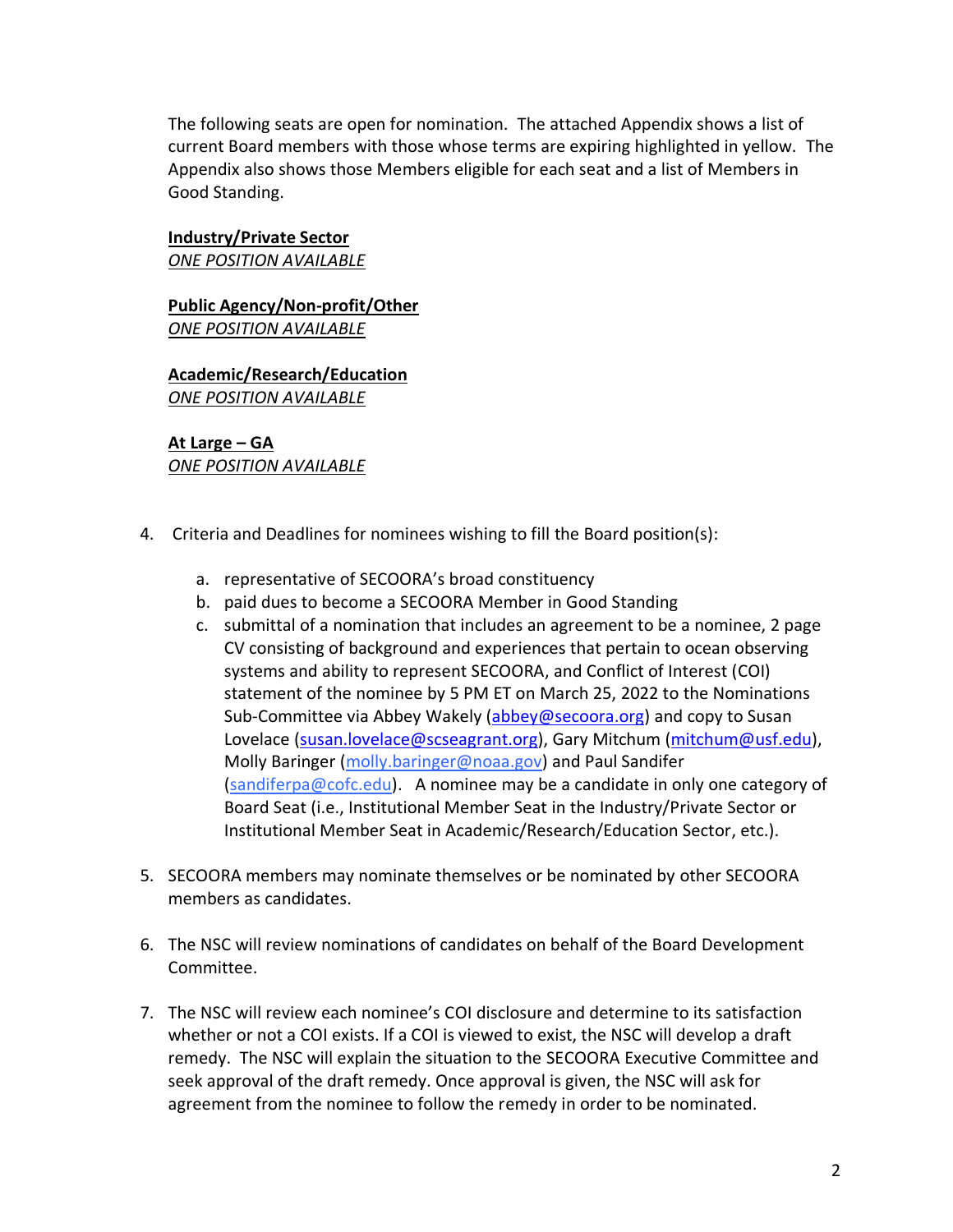The following seats are open for nomination. The attached Appendix shows a list of current Board members with those whose terms are expiring highlighted in yellow. The Appendix also shows those Members eligible for each seat and a list of Members in Good Standing.

**<u>Industry/Private Sector</u>**
*<u>ONE POSITION AVAILABLE</u>*

**<u>Public Agency/Non-profit/Other</u>**
*<u>ONE POSITION AVAILABLE</u>*

**<u>Academic/Research/Education</u>**
*<u>ONE POSITION AVAILABLE</u>*

**<u>At Large – GA</u>**
*<u>ONE POSITION AVAILABLE</u>*

4. Criteria and Deadlines for nominees wishing to fill the Board position(s):

   a. representative of SECOORA's broad constituency
   b. paid dues to become a SECOORA Member in Good Standing
   c. submittal of a nomination that includes an agreement to be a nominee, 2 page CV consisting of background and experiences that pertain to ocean observing systems and ability to represent SECOORA, and Conflict of Interest (COI) statement of the nominee by 5 PM ET on March 25, 2022 to the Nominations Sub-Committee via Abbey Wakely (abbey@secoora.org) and copy to Susan Lovelace (susan.lovelace@scseagrant.org), Gary Mitchum (mitchum@usf.edu), Molly Baringer (molly.baringer@noaa.gov) and Paul Sandifer (sandiferpa@cofc.edu). A nominee may be a candidate in only one category of Board Seat (i.e., Institutional Member Seat in the Industry/Private Sector or Institutional Member Seat in Academic/Research/Education Sector, etc.).

5. SECOORA members may nominate themselves or be nominated by other SECOORA members as candidates.

6. The NSC will review nominations of candidates on behalf of the Board Development Committee.

7. The NSC will review each nominee's COI disclosure and determine to its satisfaction whether or not a COI exists. If a COI is viewed to exist, the NSC will develop a draft remedy. The NSC will explain the situation to the SECOORA Executive Committee and seek approval of the draft remedy. Once approval is given, the NSC will ask for agreement from the nominee to follow the remedy in order to be nominated.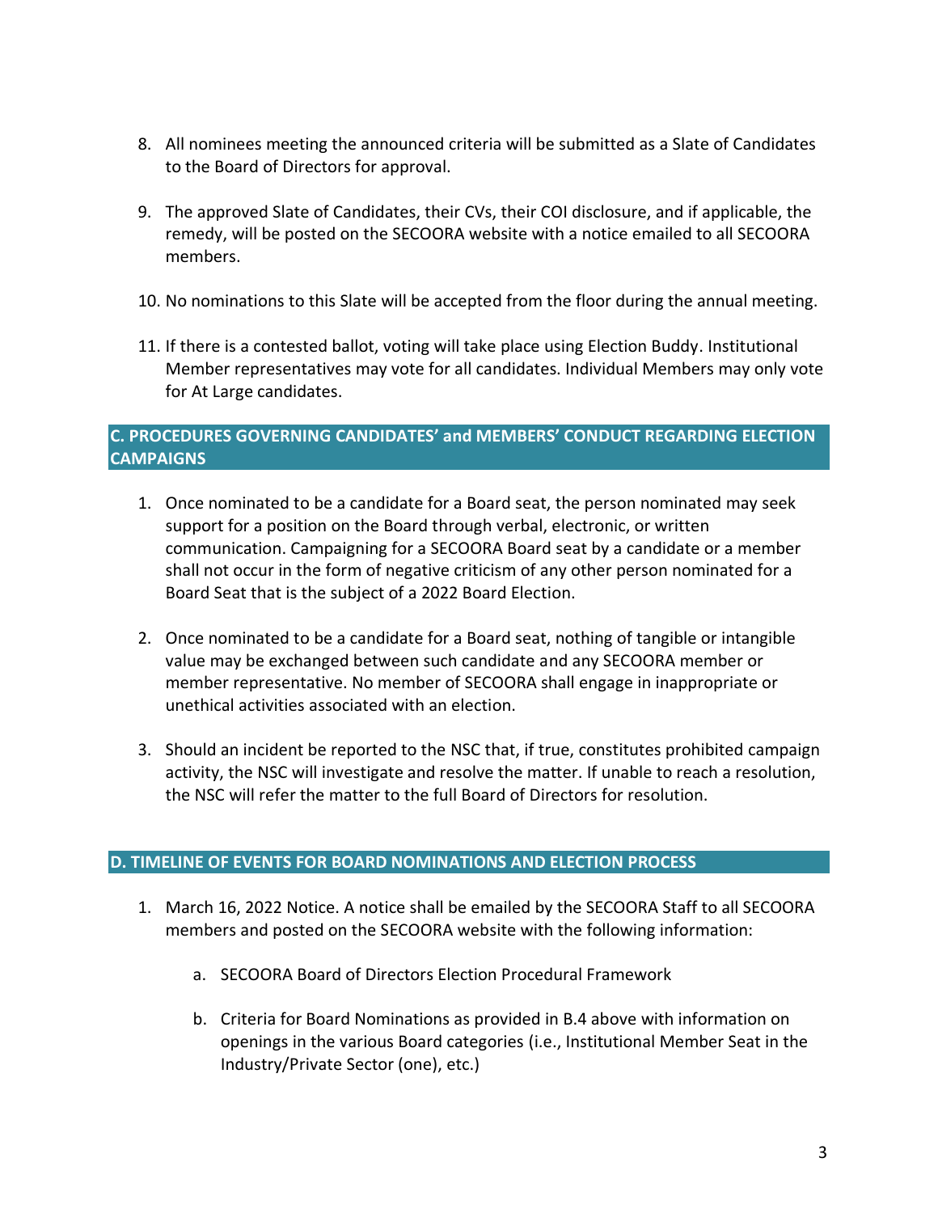8. All nominees meeting the announced criteria will be submitted as a Slate of Candidates to the Board of Directors for approval.

9. The approved Slate of Candidates, their CVs, their COI disclosure, and if applicable, the remedy, will be posted on the SECOORA website with a notice emailed to all SECOORA members.

10. No nominations to this Slate will be accepted from the floor during the annual meeting.

11. If there is a contested ballot, voting will take place using Election Buddy. Institutional Member representatives may vote for all candidates. Individual Members may only vote for At Large candidates.

## C. PROCEDURES GOVERNING CANDIDATES' and MEMBERS' CONDUCT REGARDING ELECTION CAMPAIGNS

1. Once nominated to be a candidate for a Board seat, the person nominated may seek support for a position on the Board through verbal, electronic, or written communication. Campaigning for a SECOORA Board seat by a candidate or a member shall not occur in the form of negative criticism of any other person nominated for a Board Seat that is the subject of a 2022 Board Election.

2. Once nominated to be a candidate for a Board seat, nothing of tangible or intangible value may be exchanged between such candidate and any SECOORA member or member representative. No member of SECOORA shall engage in inappropriate or unethical activities associated with an election.

3. Should an incident be reported to the NSC that, if true, constitutes prohibited campaign activity, the NSC will investigate and resolve the matter. If unable to reach a resolution, the NSC will refer the matter to the full Board of Directors for resolution.

## D. TIMELINE OF EVENTS FOR BOARD NOMINATIONS AND ELECTION PROCESS

1. March 16, 2022 Notice. A notice shall be emailed by the SECOORA Staff to all SECOORA members and posted on the SECOORA website with the following information:

    a. SECOORA Board of Directors Election Procedural Framework

    b. Criteria for Board Nominations as provided in B.4 above with information on openings in the various Board categories (i.e., Institutional Member Seat in the Industry/Private Sector (one), etc.)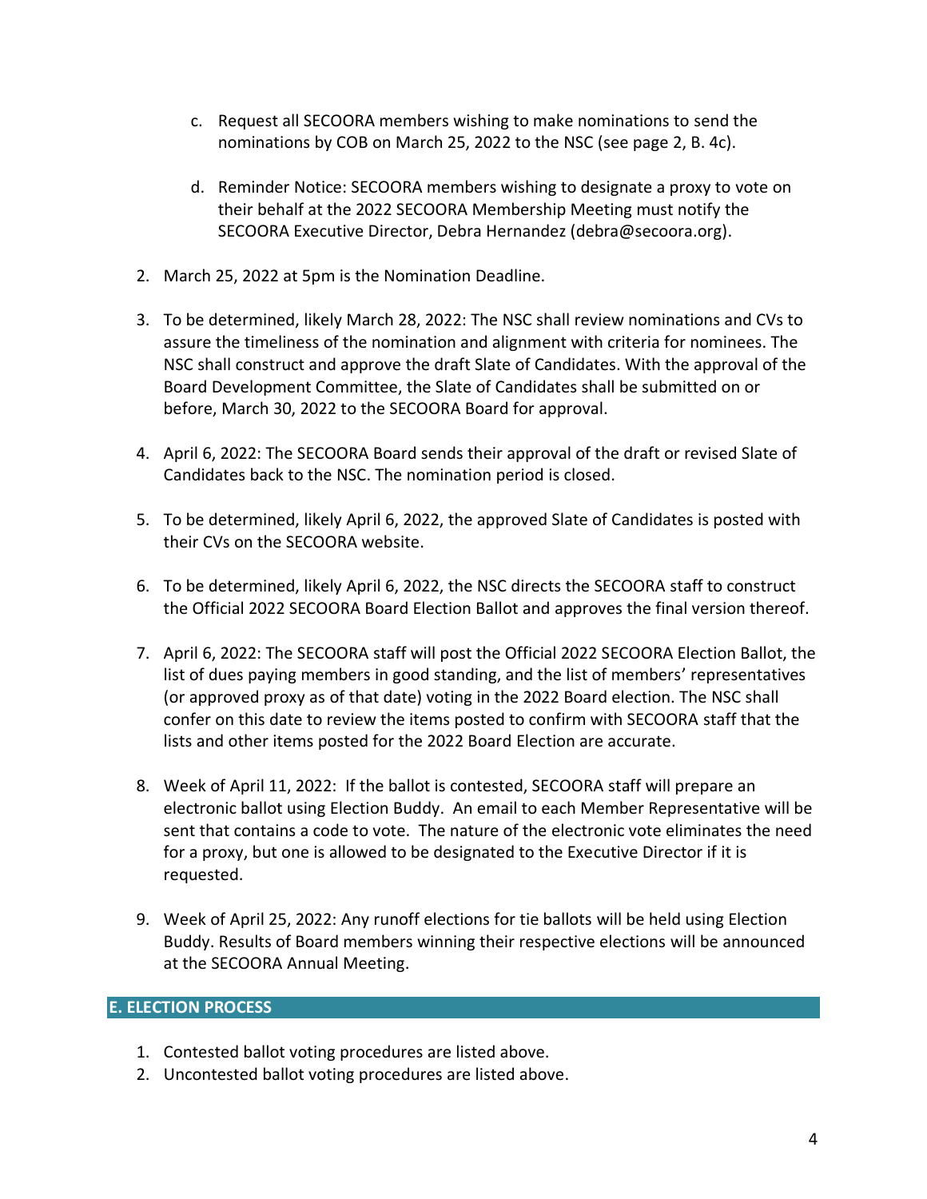c. Request all SECOORA members wishing to make nominations to send the nominations by COB on March 25, 2022 to the NSC (see page 2, B. 4c).

d. Reminder Notice: SECOORA members wishing to designate a proxy to vote on their behalf at the 2022 SECOORA Membership Meeting must notify the SECOORA Executive Director, Debra Hernandez (debra@secoora.org).

2. March 25, 2022 at 5pm is the Nomination Deadline.

3. To be determined, likely March 28, 2022: The NSC shall review nominations and CVs to assure the timeliness of the nomination and alignment with criteria for nominees. The NSC shall construct and approve the draft Slate of Candidates. With the approval of the Board Development Committee, the Slate of Candidates shall be submitted on or before, March 30, 2022 to the SECOORA Board for approval.

4. April 6, 2022: The SECOORA Board sends their approval of the draft or revised Slate of Candidates back to the NSC. The nomination period is closed.

5. To be determined, likely April 6, 2022, the approved Slate of Candidates is posted with their CVs on the SECOORA website.

6. To be determined, likely April 6, 2022, the NSC directs the SECOORA staff to construct the Official 2022 SECOORA Board Election Ballot and approves the final version thereof.

7. April 6, 2022: The SECOORA staff will post the Official 2022 SECOORA Election Ballot, the list of dues paying members in good standing, and the list of members' representatives (or approved proxy as of that date) voting in the 2022 Board election. The NSC shall confer on this date to review the items posted to confirm with SECOORA staff that the lists and other items posted for the 2022 Board Election are accurate.

8. Week of April 11, 2022: If the ballot is contested, SECOORA staff will prepare an electronic ballot using Election Buddy. An email to each Member Representative will be sent that contains a code to vote. The nature of the electronic vote eliminates the need for a proxy, but one is allowed to be designated to the Executive Director if it is requested.

9. Week of April 25, 2022: Any runoff elections for tie ballots will be held using Election Buddy. Results of Board members winning their respective elections will be announced at the SECOORA Annual Meeting.

## E. ELECTION PROCESS

1. Contested ballot voting procedures are listed above.
2. Uncontested ballot voting procedures are listed above.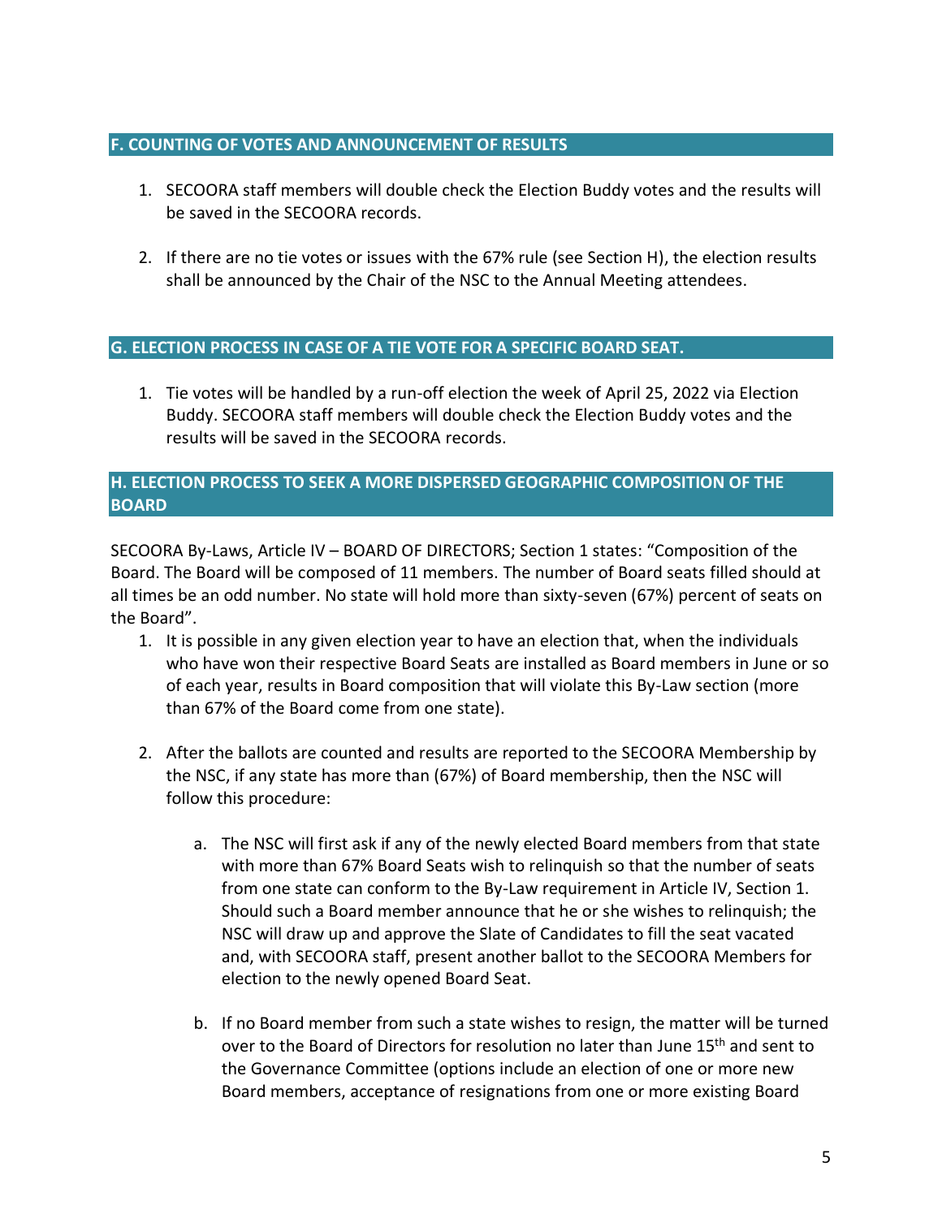## F. COUNTING OF VOTES AND ANNOUNCEMENT OF RESULTS

1. SECOORA staff members will double check the Election Buddy votes and the results will be saved in the SECOORA records.

2. If there are no tie votes or issues with the 67% rule (see Section H), the election results shall be announced by the Chair of the NSC to the Annual Meeting attendees.

## G. ELECTION PROCESS IN CASE OF A TIE VOTE FOR A SPECIFIC BOARD SEAT.

1. Tie votes will be handled by a run-off election the week of April 25, 2022 via Election Buddy. SECOORA staff members will double check the Election Buddy votes and the results will be saved in the SECOORA records.

## H. ELECTION PROCESS TO SEEK A MORE DISPERSED GEOGRAPHIC COMPOSITION OF THE BOARD

SECOORA By-Laws, Article IV – BOARD OF DIRECTORS; Section 1 states: "Composition of the Board. The Board will be composed of 11 members. The number of Board seats filled should at all times be an odd number. No state will hold more than sixty-seven (67%) percent of seats on the Board".

1. It is possible in any given election year to have an election that, when the individuals who have won their respective Board Seats are installed as Board members in June or so of each year, results in Board composition that will violate this By-Law section (more than 67% of the Board come from one state).

2. After the ballots are counted and results are reported to the SECOORA Membership by the NSC, if any state has more than (67%) of Board membership, then the NSC will follow this procedure:

   a. The NSC will first ask if any of the newly elected Board members from that state with more than 67% Board Seats wish to relinquish so that the number of seats from one state can conform to the By-Law requirement in Article IV, Section 1. Should such a Board member announce that he or she wishes to relinquish; the NSC will draw up and approve the Slate of Candidates to fill the seat vacated and, with SECOORA staff, present another ballot to the SECOORA Members for election to the newly opened Board Seat.

   b. If no Board member from such a state wishes to resign, the matter will be turned over to the Board of Directors for resolution no later than June 15th and sent to the Governance Committee (options include an election of one or more new Board members, acceptance of resignations from one or more existing Board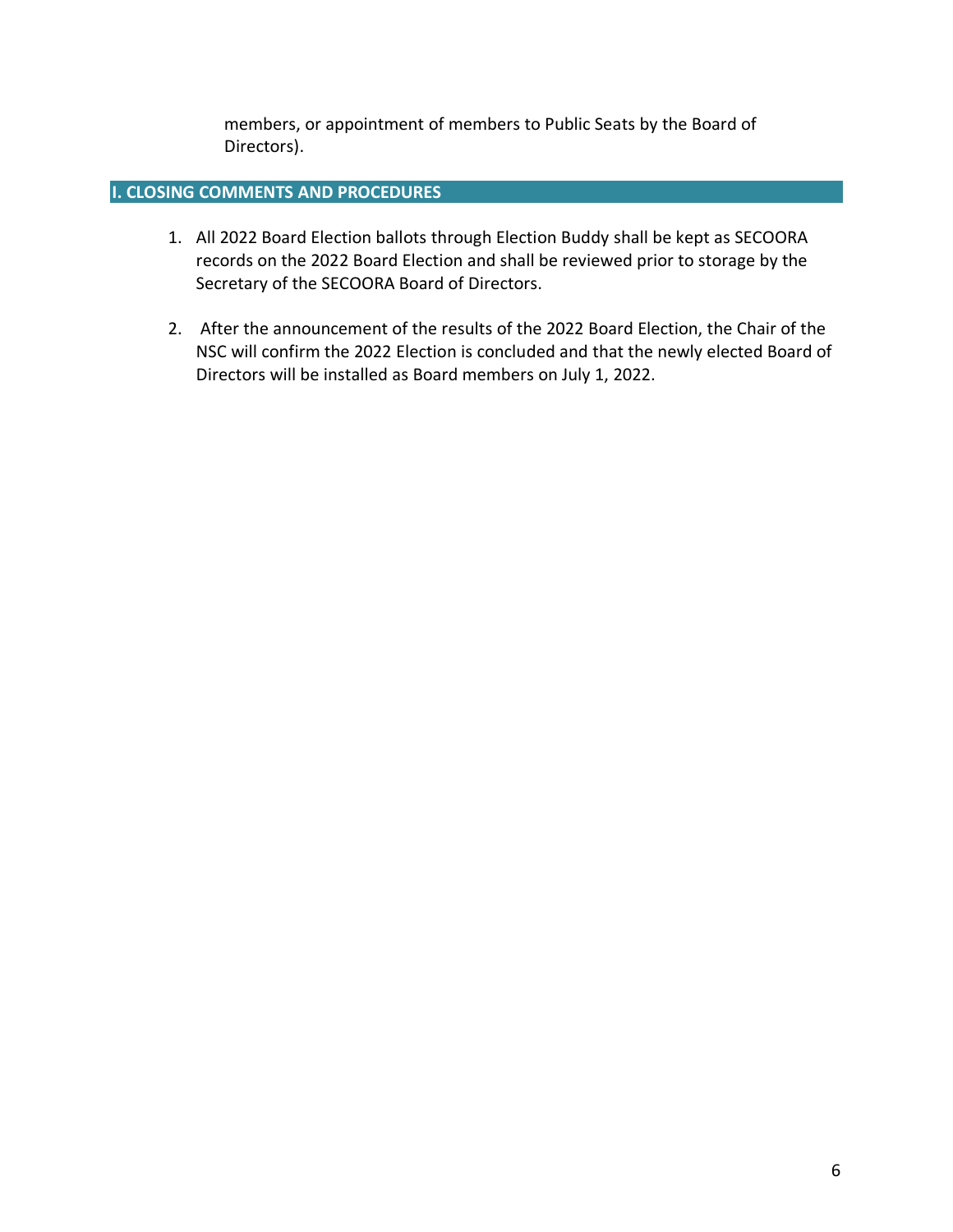members, or appointment of members to Public Seats by the Board of Directors).

## I. CLOSING COMMENTS AND PROCEDURES

1. All 2022 Board Election ballots through Election Buddy shall be kept as SECOORA records on the 2022 Board Election and shall be reviewed prior to storage by the Secretary of the SECOORA Board of Directors.

2. After the announcement of the results of the 2022 Board Election, the Chair of the NSC will confirm the 2022 Election is concluded and that the newly elected Board of Directors will be installed as Board members on July 1, 2022.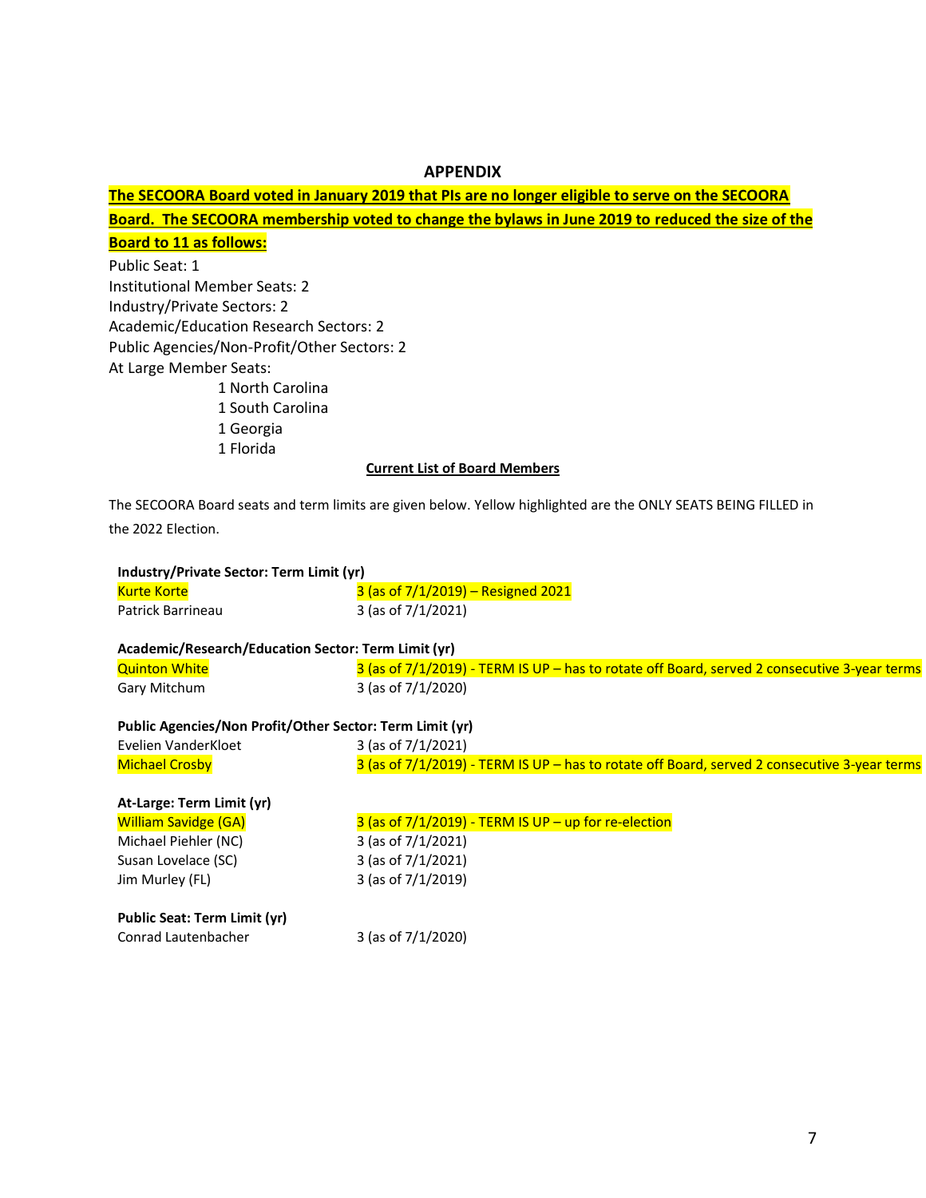## APPENDIX

**The SECOORA Board voted in January 2019 that PIs are no longer eligible to serve on the SECOORA Board. The SECOORA membership voted to change the bylaws in June 2019 to reduced the size of the Board to 11 as follows:**

Public Seat: 1
Institutional Member Seats: 2
Industry/Private Sectors: 2
Academic/Education Research Sectors: 2
Public Agencies/Non-Profit/Other Sectors: 2
At Large Member Seats:

- 1 North Carolina
- 1 South Carolina
- 1 Georgia
- 1 Florida

**Current List of Board Members**

The SECOORA Board seats and term limits are given below. Yellow highlighted are the ONLY SEATS BEING FILLED in the 2022 Election.

**Industry/Private Sector: Term Limit (yr)**

| | |
|---|---|
| Kurte Korte | 3 (as of 7/1/2019) – Resigned 2021 |
| Patrick Barrineau | 3 (as of 7/1/2021) |

**Academic/Research/Education Sector: Term Limit (yr)**

| | |
|---|---|
| Quinton White | 3 (as of 7/1/2019) - TERM IS UP – has to rotate off Board, served 2 consecutive 3-year terms |
| Gary Mitchum | 3 (as of 7/1/2020) |

**Public Agencies/Non Profit/Other Sector: Term Limit (yr)**

| | |
|---|---|
| Evelien VanderKloet | 3 (as of 7/1/2021) |
| Michael Crosby | 3 (as of 7/1/2019) - TERM IS UP – has to rotate off Board, served 2 consecutive 3-year terms |

**At-Large: Term Limit (yr)**

| | |
|---|---|
| William Savidge (GA) | 3 (as of 7/1/2019) - TERM IS UP – up for re-election |
| Michael Piehler (NC) | 3 (as of 7/1/2021) |
| Susan Lovelace (SC) | 3 (as of 7/1/2021) |
| Jim Murley (FL) | 3 (as of 7/1/2019) |

**Public Seat: Term Limit (yr)**

| | |
|---|---|
| Conrad Lautenbacher | 3 (as of 7/1/2020) |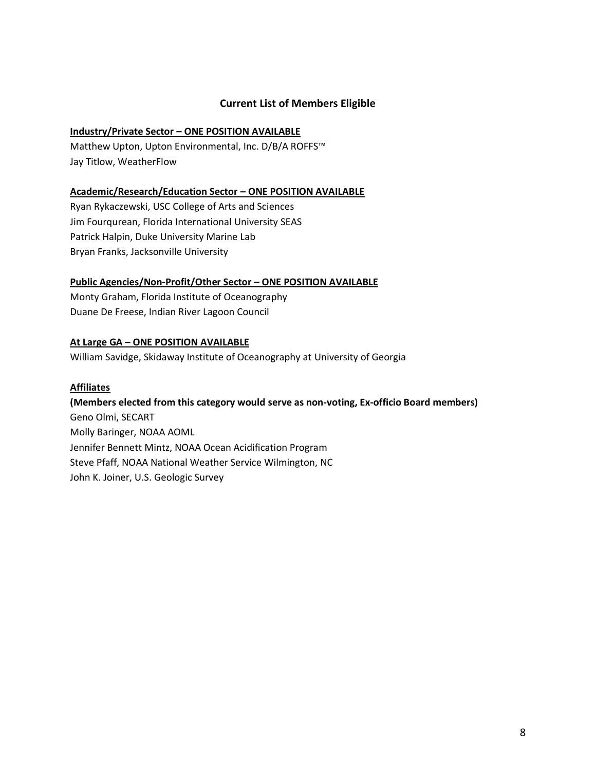## Current List of Members Eligible

**Industry/Private Sector – ONE POSITION AVAILABLE**

Matthew Upton, Upton Environmental, Inc. D/B/A ROFFS™
Jay Titlow, WeatherFlow

**Academic/Research/Education Sector – ONE POSITION AVAILABLE**

Ryan Rykaczewski, USC College of Arts and Sciences
Jim Fourqurean, Florida International University SEAS
Patrick Halpin, Duke University Marine Lab
Bryan Franks, Jacksonville University

**Public Agencies/Non-Profit/Other Sector – ONE POSITION AVAILABLE**

Monty Graham, Florida Institute of Oceanography
Duane De Freese, Indian River Lagoon Council

**At Large GA – ONE POSITION AVAILABLE**

William Savidge, Skidaway Institute of Oceanography at University of Georgia

**Affiliates**

**(Members elected from this category would serve as non-voting, Ex-officio Board members)**

Geno Olmi, SECART
Molly Baringer, NOAA AOML
Jennifer Bennett Mintz, NOAA Ocean Acidification Program
Steve Pfaff, NOAA National Weather Service Wilmington, NC
John K. Joiner, U.S. Geologic Survey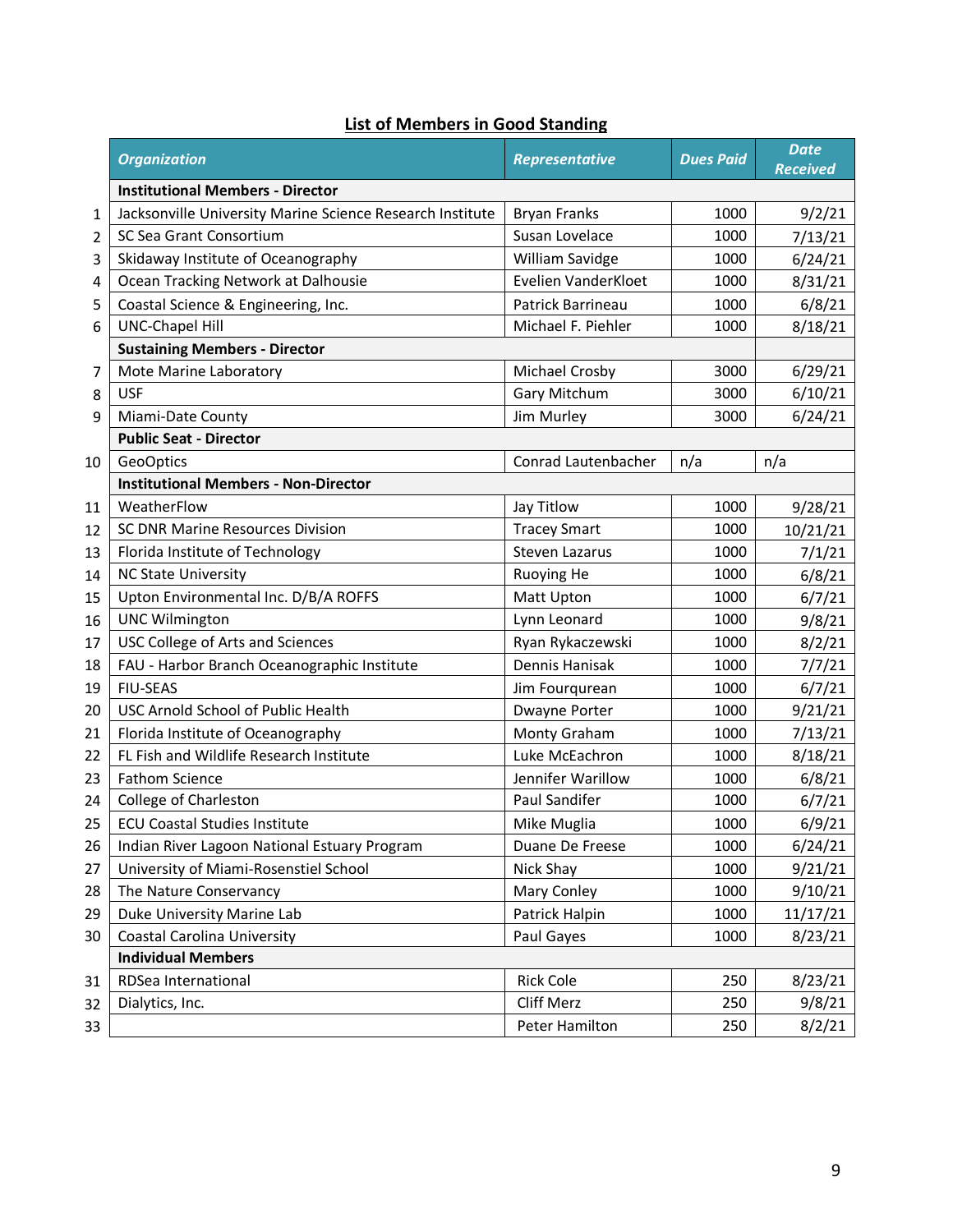## List of Members in Good Standing

| | Organization | Representative | Dues Paid | Date Received |
|---|---|---|---|---|
| | **Institutional Members - Director** | | | |
| 1 | Jacksonville University Marine Science Research Institute | Bryan Franks | 1000 | 9/2/21 |
| 2 | SC Sea Grant Consortium | Susan Lovelace | 1000 | 7/13/21 |
| 3 | Skidaway Institute of Oceanography | William Savidge | 1000 | 6/24/21 |
| 4 | Ocean Tracking Network at Dalhousie | Evelien VanderKloet | 1000 | 8/31/21 |
| 5 | Coastal Science & Engineering, Inc. | Patrick Barrineau | 1000 | 6/8/21 |
| 6 | UNC-Chapel Hill | Michael F. Piehler | 1000 | 8/18/21 |
| | **Sustaining Members - Director** | | | |
| 7 | Mote Marine Laboratory | Michael Crosby | 3000 | 6/29/21 |
| 8 | USF | Gary Mitchum | 3000 | 6/10/21 |
| 9 | Miami-Date County | Jim Murley | 3000 | 6/24/21 |
| | **Public Seat - Director** | | | |
| 10 | GeoOptics | Conrad Lautenbacher | n/a | n/a |
| | **Institutional Members - Non-Director** | | | |
| 11 | WeatherFlow | Jay Titlow | 1000 | 9/28/21 |
| 12 | SC DNR Marine Resources Division | Tracey Smart | 1000 | 10/21/21 |
| 13 | Florida Institute of Technology | Steven Lazarus | 1000 | 7/1/21 |
| 14 | NC State University | Ruoying He | 1000 | 6/8/21 |
| 15 | Upton Environmental Inc. D/B/A ROFFS | Matt Upton | 1000 | 6/7/21 |
| 16 | UNC Wilmington | Lynn Leonard | 1000 | 9/8/21 |
| 17 | USC College of Arts and Sciences | Ryan Rykaczewski | 1000 | 8/2/21 |
| 18 | FAU - Harbor Branch Oceanographic Institute | Dennis Hanisak | 1000 | 7/7/21 |
| 19 | FIU-SEAS | Jim Fourqurean | 1000 | 6/7/21 |
| 20 | USC Arnold School of Public Health | Dwayne Porter | 1000 | 9/21/21 |
| 21 | Florida Institute of Oceanography | Monty Graham | 1000 | 7/13/21 |
| 22 | FL Fish and Wildlife Research Institute | Luke McEachron | 1000 | 8/18/21 |
| 23 | Fathom Science | Jennifer Warillow | 1000 | 6/8/21 |
| 24 | College of Charleston | Paul Sandifer | 1000 | 6/7/21 |
| 25 | ECU Coastal Studies Institute | Mike Muglia | 1000 | 6/9/21 |
| 26 | Indian River Lagoon National Estuary Program | Duane De Freese | 1000 | 6/24/21 |
| 27 | University of Miami-Rosenstiel School | Nick Shay | 1000 | 9/21/21 |
| 28 | The Nature Conservancy | Mary Conley | 1000 | 9/10/21 |
| 29 | Duke University Marine Lab | Patrick Halpin | 1000 | 11/17/21 |
| 30 | Coastal Carolina University | Paul Gayes | 1000 | 8/23/21 |
| | **Individual Members** | | | |
| 31 | RDSea International | Rick Cole | 250 | 8/23/21 |
| 32 | Dialytics, Inc. | Cliff Merz | 250 | 9/8/21 |
| 33 | | Peter Hamilton | 250 | 8/2/21 |